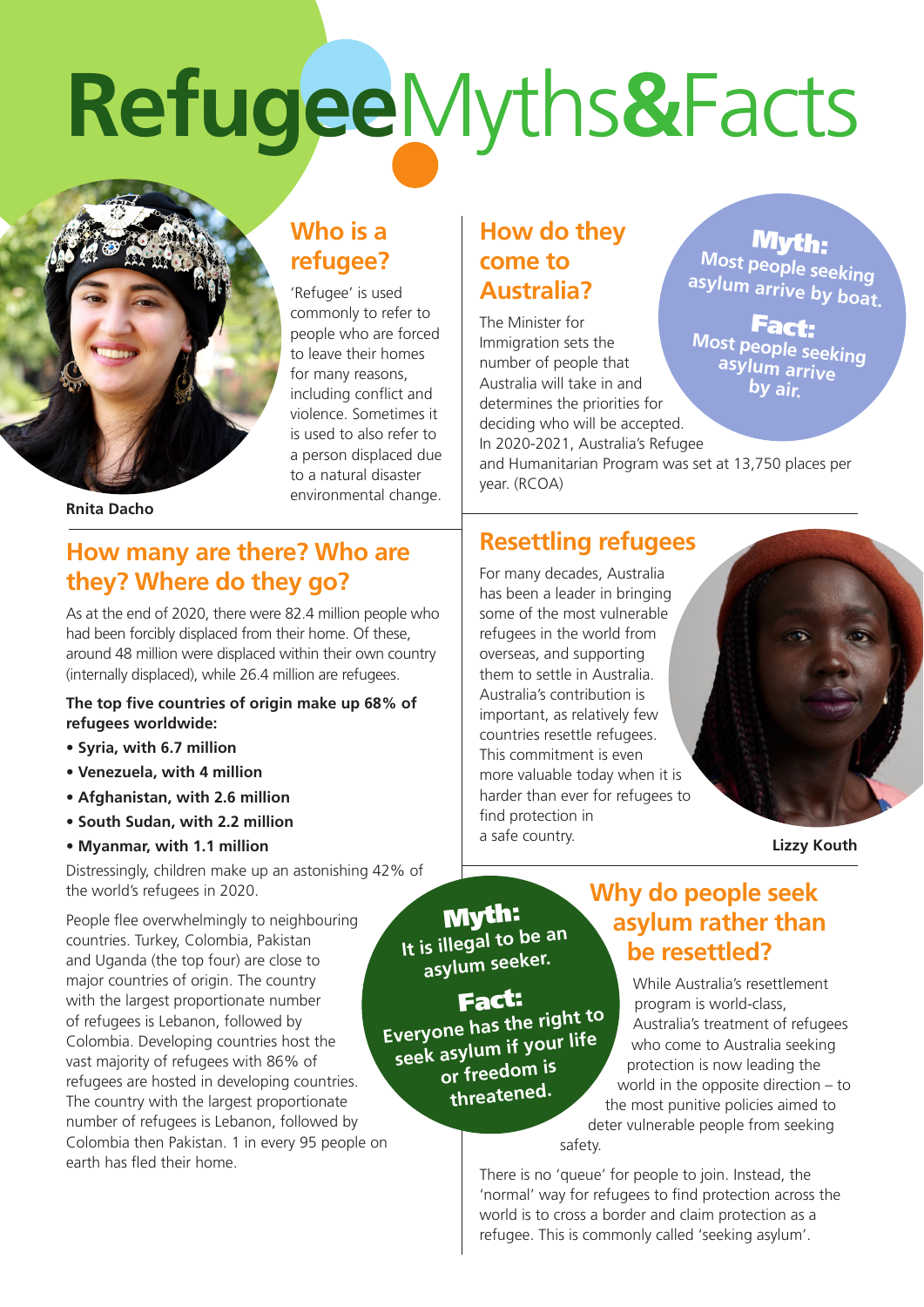# Refugee Myths & Facts

Rnita Dacho

## Who is a refugee?

'Refugee' is used commonly to refer to people who are forced to leave their homes for many reasons, including conflict and violence. Sometimes it is used to also refer to a person displaced due to a natural disaster environmental change.

## How do they come to Australia?

The Minister for Immigration sets the number of people that Australia will take in and determines the priorities for deciding who will be accepted. In 2020-2021, Australia's Refugee and Humanitarian Program was set at 13,750 places per year. (RCOA)

**Myth:** Most people seeking asylum arrive by boat.

**Fact:** Most people seeking asylum arrive by air.

## How many are there? Who are they? Where do they go?

As at the end of 2020, there were 82.4 million people who had been forcibly displaced from their home. Of these, around 48 million were displaced within their own country (internally displaced), while 26.4 million are refugees.

**The top five countries of origin make up 68% of refugees worldwide:**

- **Syria, with 6.7 million**
- **Venezuela, with 4 million**
- **Afghanistan, with 2.6 million**
- **South Sudan, with 2.2 million**
- **Myanmar, with 1.1 million**

Distressingly, children make up an astonishing 42% of the world's refugees in 2020.

People flee overwhelmingly to neighbouring countries. Turkey, Colombia, Pakistan and Uganda (the top four) are close to major countries of origin. The country with the largest proportionate number of refugees is Lebanon, followed by Colombia. Developing countries host the vast majority of refugees with 86% of refugees are hosted in developing countries. The country with the largest proportionate number of refugees is Lebanon, followed by Colombia then Pakistan. 1 in every 95 people on earth has fled their home.

## Resettling refugees

For many decades, Australia has been a leader in bringing some of the most vulnerable refugees in the world from overseas, and supporting them to settle in Australia. Australia's contribution is important, as relatively few countries resettle refugees. This commitment is even more valuable today when it is harder than ever for refugees to find protection in a safe country.

Lizzy Kouth

**Myth:** It is illegal to be an asylum seeker.

**Fact:** Everyone has the right to seek asylum if your life or freedom is threatened.

## Why do people seek asylum rather than be resettled?

While Australia's resettlement program is world-class, Australia's treatment of refugees who come to Australia seeking protection is now leading the world in the opposite direction – to the most punitive policies aimed to deter vulnerable people from seeking safety.

There is no 'queue' for people to join. Instead, the 'normal' way for refugees to find protection across the world is to cross a border and claim protection as a refugee. This is commonly called 'seeking asylum'.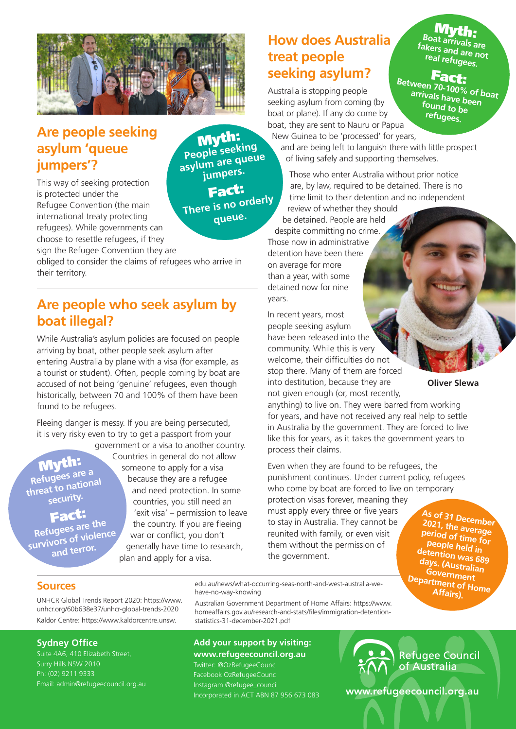## Are people seeking asylum 'queue jumpers'?

This way of seeking protection is protected under the Refugee Convention (the main international treaty protecting refugees). While governments can choose to resettle refugees, if they sign the Refugee Convention they are obliged to consider the claims of refugees who arrive in their territory.

**Myth:** People seeking asylum are queue jumpers.

**Fact:** There is no orderly queue.

## Are people who seek asylum by boat illegal?

While Australia's asylum policies are focused on people arriving by boat, other people seek asylum after entering Australia by plane with a visa (for example, as a tourist or student). Often, people coming by boat are accused of not being 'genuine' refugees, even though historically, between 70 and 100% of them have been found to be refugees.

Fleeing danger is messy. If you are being persecuted, it is very risky even to try to get a passport from your government or a visa to another country. Countries in general do not allow someone to apply for a visa because they are a refugee and need protection. In some countries, you still need an 'exit visa' – permission to leave the country. If you are fleeing war or conflict, you don't generally have time to research, plan and apply for a visa.

**Myth:** Refugees are a threat to national security.

**Fact:** Refugees are the survivors of violence and terror.

## How does Australia treat people seeking asylum?

**Myth:** Boat arrivals are fakers and are not real refugees.

**Fact:** Between 70-100% of boat arrivals have been found to be refugees.

Australia is stopping people seeking asylum from coming (by boat or plane). If any do come by boat, they are sent to Nauru or Papua New Guinea to be 'processed' for years, and are being left to languish there with little prospect of living safely and supporting themselves.

Those who enter Australia without prior notice are, by law, required to be detained. There is no time limit to their detention and no independent review of whether they should be detained. People are held despite committing no crime. Those now in administrative detention have been there on average for more than a year, with some detained now for nine years.

In recent years, most people seeking asylum have been released into the community. While this is very welcome, their difficulties do not stop there. Many of them are forced into destitution, because they are not given enough (or, most recently, anything) to live on. They were barred from working for years, and have not received any real help to settle in Australia by the government. They are forced to live like this for years, as it takes the government years to process their claims.

Oliver Slewa

Even when they are found to be refugees, the punishment continues. Under current policy, refugees who come by boat are forced to live on temporary protection visas forever, meaning they must apply every three or five years to stay in Australia. They cannot be reunited with family, or even visit them without the permission of the government.

**As of 31 December 2021, the average period of time for people held in detention was 689 days. (Australian Government Department of Home Affairs).**

## Sources

UNHCR Global Trends Report 2020: https://www.unhcr.org/60b638e37/unhcr-global-trends-2020

Kaldor Centre: https://www.kaldorcentre.unsw.edu.au/news/what-occurring-seas-north-and-west-australia-we-have-no-way-knowing

Australian Government Department of Home Affairs: https://www.homeaffairs.gov.au/research-and-stats/files/immigration-detention-statistics-31-december-2021.pdf

### Sydney Office

Suite 4A6, 410 Elizabeth Street,
Surry Hills NSW 2010
Ph: (02) 9211 9333
Email: admin@refugeecouncil.org.au

### Add your support by visiting:

**www.refugeecouncil.org.au**

Twitter: @OzRefugeeCounc
Facebook OzRefugeeCounc
Instagram @refugee_council
Incorporated in ACT ABN 87 956 673 083

Refugee Council of Australia

www.refugeecouncil.org.au